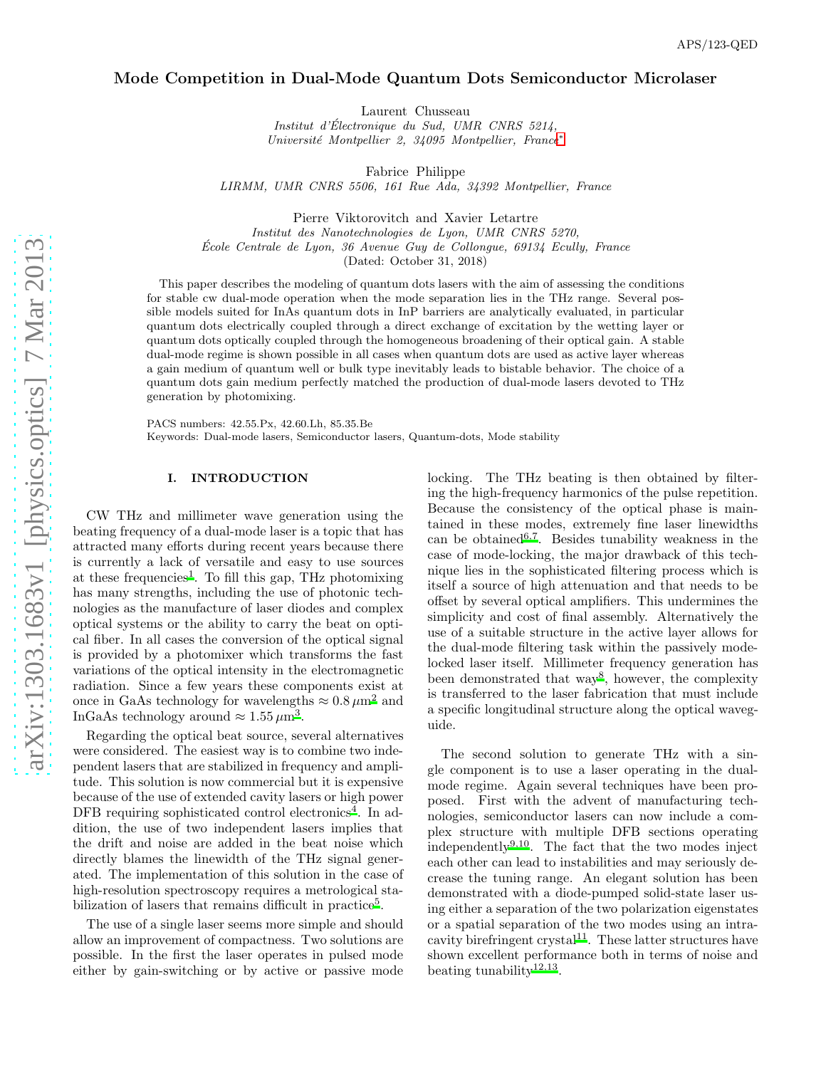# Mode Competition in Dual-Mode Quantum Dots Semiconductor Microlaser

Laurent Chusseau
*Institut d'Électronique du Sud, UMR CNRS 5214,*
*Université Montpellier 2, 34095 Montpellier, France*[*]

Fabrice Philippe
*LIRMM, UMR CNRS 5506, 161 Rue Ada, 34392 Montpellier, France*

Pierre Viktorovitch and Xavier Letartre
*Institut des Nanotechnologies de Lyon, UMR CNRS 5270,*
*École Centrale de Lyon, 36 Avenue Guy de Collongue, 69134 Ecully, France*
(Dated: October 31, 2018)

This paper describes the modeling of quantum dots lasers with the aim of assessing the conditions for stable cw dual-mode operation when the mode separation lies in the THz range. Several possible models suited for InAs quantum dots in InP barriers are analytically evaluated, in particular quantum dots electrically coupled through a direct exchange of excitation by the wetting layer or quantum dots optically coupled through the homogeneous broadening of their optical gain. A stable dual-mode regime is shown possible in all cases when quantum dots are used as active layer whereas a gain medium of quantum well or bulk type inevitably leads to bistable behavior. The choice of a quantum dots gain medium perfectly matched the production of dual-mode lasers devoted to THz generation by photomixing.

PACS numbers: 42.55.Px, 42.60.Lh, 85.35.Be
Keywords: Dual-mode lasers, Semiconductor lasers, Quantum-dots, Mode stability

## I. INTRODUCTION

CW THz and millimeter wave generation using the beating frequency of a dual-mode laser is a topic that has attracted many efforts during recent years because there is currently a lack of versatile and easy to use sources at these frequencies[1]. To fill this gap, THz photomixing has many strengths, including the use of photonic technologies as the manufacture of laser diodes and complex optical systems or the ability to carry the beat on optical fiber. In all cases the conversion of the optical signal is provided by a photomixer which transforms the fast variations of the optical intensity in the electromagnetic radiation. Since a few years these components exist at once in GaAs technology for wavelengths $\approx 0.8\,\mu$m[2] and InGaAs technology around $\approx 1.55\,\mu$m[3].

Regarding the optical beat source, several alternatives were considered. The easiest way is to combine two independent lasers that are stabilized in frequency and amplitude. This solution is now commercial but it is expensive because of the use of extended cavity lasers or high power DFB requiring sophisticated control electronics[4]. In addition, the use of two independent lasers implies that the drift and noise are added in the beat noise which directly blames the linewidth of the THz signal generated. The implementation of this solution in the case of high-resolution spectroscopy requires a metrological stabilization of lasers that remains difficult in practice[5].

The use of a single laser seems more simple and should allow an improvement of compactness. Two solutions are possible. In the first the laser operates in pulsed mode either by gain-switching or by active or passive mode locking. The THz beating is then obtained by filtering the high-frequency harmonics of the pulse repetition. Because the consistency of the optical phase is maintained in these modes, extremely fine laser linewidths can be obtained[6,7]. Besides tunability weakness in the case of mode-locking, the major drawback of this technique lies in the sophisticated filtering process which is itself a source of high attenuation and that needs to be offset by several optical amplifiers. This undermines the simplicity and cost of final assembly. Alternatively the use of a suitable structure in the active layer allows for the dual-mode filtering task within the passively mode-locked laser itself. Millimeter frequency generation has been demonstrated that way[8], however, the complexity is transferred to the laser fabrication that must include a specific longitudinal structure along the optical waveguide.

The second solution to generate THz with a single component is to use a laser operating in the dual-mode regime. Again several techniques have been proposed. First with the advent of manufacturing technologies, semiconductor lasers can now include a complex structure with multiple DFB sections operating independently[9,10]. The fact that the two modes inject each other can lead to instabilities and may seriously decrease the tuning range. An elegant solution has been demonstrated with a diode-pumped solid-state laser using either a separation of the two polarization eigenstates or a spatial separation of the two modes using an intracavity birefringent crystal[11]. These latter structures have shown excellent performance both in terms of noise and beating tunability[12,13].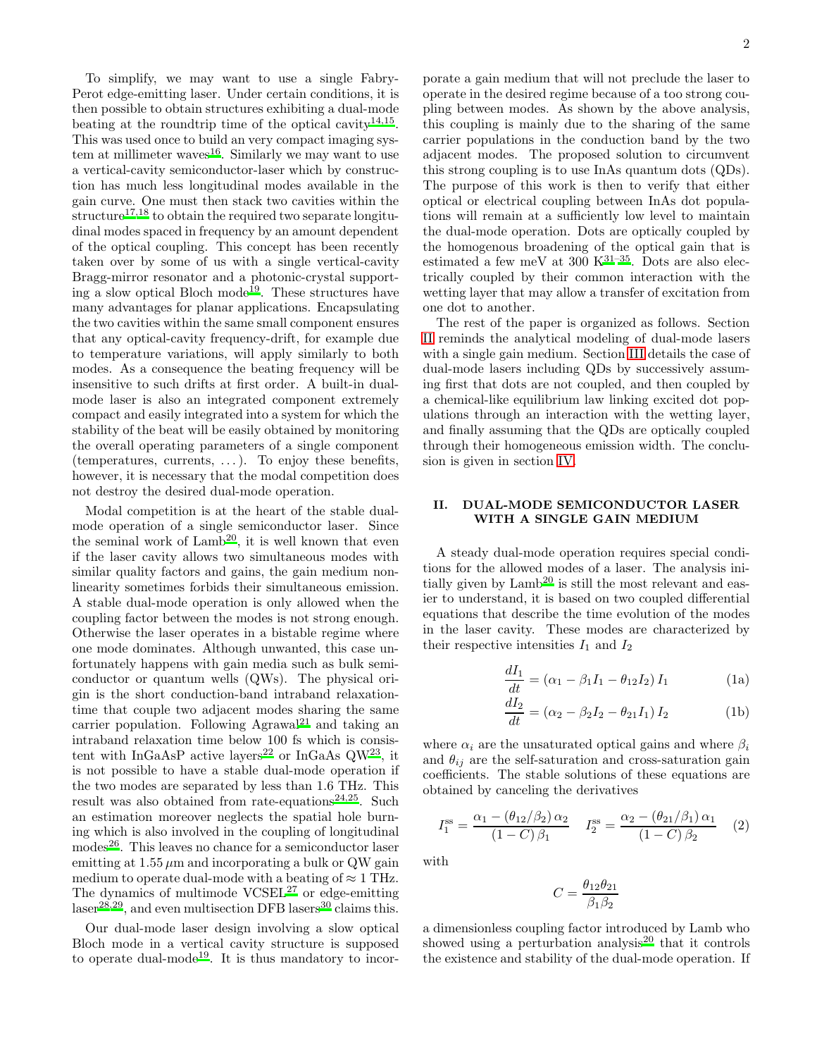To simplify, we may want to use a single Fabry-Perot edge-emitting laser. Under certain conditions, it is then possible to obtain structures exhibiting a dual-mode beating at the roundtrip time of the optical cavity[14,15]. This was used once to build an very compact imaging system at millimeter waves[16]. Similarly we may want to use a vertical-cavity semiconductor-laser which by construction has much less longitudinal modes available in the gain curve. One must then stack two cavities within the structure[17,18] to obtain the required two separate longitudinal modes spaced in frequency by an amount dependent of the optical coupling. This concept has been recently taken over by some of us with a single vertical-cavity Bragg-mirror resonator and a photonic-crystal supporting a slow optical Bloch mode[19]. These structures have many advantages for planar applications. Encapsulating the two cavities within the same small component ensures that any optical-cavity frequency-drift, for example due to temperature variations, will apply similarly to both modes. As a consequence the beating frequency will be insensitive to such drifts at first order. A built-in dual-mode laser is also an integrated component extremely compact and easily integrated into a system for which the stability of the beat will be easily obtained by monitoring the overall operating parameters of a single component (temperatures, currents, …). To enjoy these benefits, however, it is necessary that the modal competition does not destroy the desired dual-mode operation.

Modal competition is at the heart of the stable dual-mode operation of a single semiconductor laser. Since the seminal work of Lamb[20], it is well known that even if the laser cavity allows two simultaneous modes with similar quality factors and gains, the gain medium nonlinearity sometimes forbids their simultaneous emission. A stable dual-mode operation is only allowed when the coupling factor between the modes is not strong enough. Otherwise the laser operates in a bistable regime where one mode dominates. Although unwanted, this case unfortunately happens with gain media such as bulk semiconductor or quantum wells (QWs). The physical origin is the short conduction-band intraband relaxation-time that couple two adjacent modes sharing the same carrier population. Following Agrawal[21] and taking an intraband relaxation time below 100 fs which is consistent with InGaAsP active layers[22] or InGaAs QW[23], it is not possible to have a stable dual-mode operation if the two modes are separated by less than 1.6 THz. This result was also obtained from rate-equations[24,25]. Such an estimation moreover neglects the spatial hole burning which is also involved in the coupling of longitudinal modes[26]. This leaves no chance for a semiconductor laser emitting at 1.55 $\mu$m and incorporating a bulk or QW gain medium to operate dual-mode with a beating of $\approx 1$ THz. The dynamics of multimode VCSEL[27] or edge-emitting laser[28,29], and even multisection DFB lasers[30] claims this.

Our dual-mode laser design involving a slow optical Bloch mode in a vertical cavity structure is supposed to operate dual-mode[19]. It is thus mandatory to incorporate a gain medium that will not preclude the laser to operate in the desired regime because of a too strong coupling between modes. As shown by the above analysis, this coupling is mainly due to the sharing of the same carrier populations in the conduction band by the two adjacent modes. The proposed solution to circumvent this strong coupling is to use InAs quantum dots (QDs). The purpose of this work is then to verify that either optical or electrical coupling between InAs dot populations will remain at a sufficiently low level to maintain the dual-mode operation. Dots are optically coupled by the homogenous broadening of the optical gain that is estimated a few meV at 300 K[31–35]. Dots are also electrically coupled by their common interaction with the wetting layer that may allow a transfer of excitation from one dot to another.

The rest of the paper is organized as follows. Section II reminds the analytical modeling of dual-mode lasers with a single gain medium. Section III details the case of dual-mode lasers including QDs by successively assuming first that dots are not coupled, and then coupled by a chemical-like equilibrium law linking excited dot populations through an interaction with the wetting layer, and finally assuming that the QDs are optically coupled through their homogeneous emission width. The conclusion is given in section IV.

## II. DUAL-MODE SEMICONDUCTOR LASER WITH A SINGLE GAIN MEDIUM

A steady dual-mode operation requires special conditions for the allowed modes of a laser. The analysis initially given by Lamb[20] is still the most relevant and easier to understand, it is based on two coupled differential equations that describe the time evolution of the modes in the laser cavity. These modes are characterized by their respective intensities $I_1$ and $I_2$

$$\frac{dI_1}{dt} = (\alpha_1 - \beta_1 I_1 - \theta_{12} I_2)\, I_1 \tag{1a}$$

$$\frac{dI_2}{dt} = (\alpha_2 - \beta_2 I_2 - \theta_{21} I_1)\, I_2 \tag{1b}$$

where $\alpha_i$ are the unsaturated optical gains and where $\beta_i$ and $\theta_{ij}$ are the self-saturation and cross-saturation gain coefficients. The stable solutions of these equations are obtained by canceling the derivatives

$$I_1^{\text{ss}} = \frac{\alpha_1 - (\theta_{12}/\beta_2)\,\alpha_2}{(1-C)\,\beta_1} \quad I_2^{\text{ss}} = \frac{\alpha_2 - (\theta_{21}/\beta_1)\,\alpha_1}{(1-C)\,\beta_2} \tag{2}$$

with

$$C = \frac{\theta_{12}\theta_{21}}{\beta_1\beta_2}$$

a dimensionless coupling factor introduced by Lamb who showed using a perturbation analysis[20] that it controls the existence and stability of the dual-mode operation. If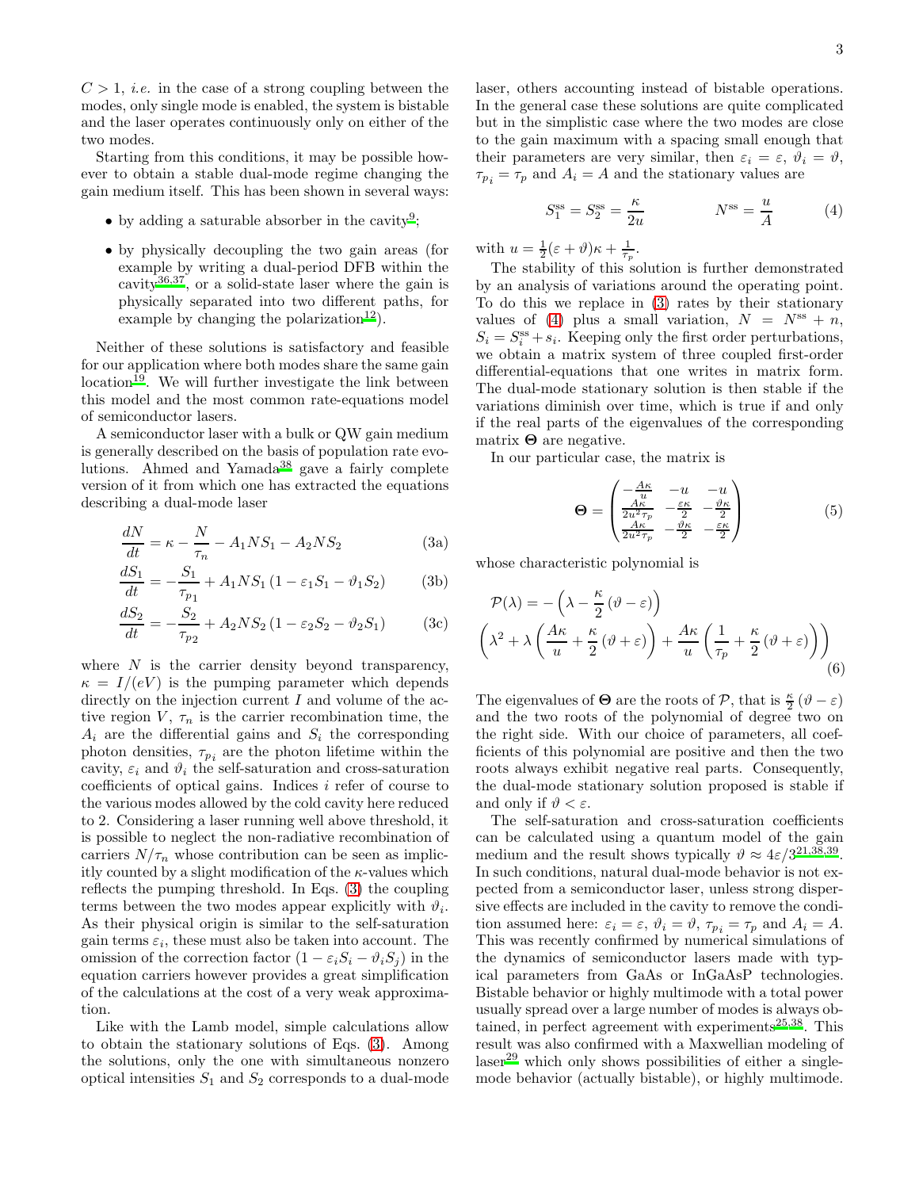$C > 1$, *i.e.* in the case of a strong coupling between the modes, only single mode is enabled, the system is bistable and the laser operates continuously only on either of the two modes.

Starting from this conditions, it may be possible however to obtain a stable dual-mode regime changing the gain medium itself. This has been shown in several ways:

- by adding a saturable absorber in the cavity[9];
- by physically decoupling the two gain areas (for example by writing a dual-period DFB within the cavity[36,37], or a solid-state laser where the gain is physically separated into two different paths, for example by changing the polarization[12]).

Neither of these solutions is satisfactory and feasible for our application where both modes share the same gain location[19]. We will further investigate the link between this model and the most common rate-equations model of semiconductor lasers.

A semiconductor laser with a bulk or QW gain medium is generally described on the basis of population rate evolutions. Ahmed and Yamada[38] gave a fairly complete version of it from which one has extracted the equations describing a dual-mode laser

$$\frac{dN}{dt} = \kappa - \frac{N}{\tau_n} - A_1 N S_1 - A_2 N S_2 \tag{3a}$$

$$\frac{dS_1}{dt} = -\frac{S_1}{\tau_{p_1}} + A_1 N S_1 \left(1 - \varepsilon_1 S_1 - \vartheta_1 S_2\right) \tag{3b}$$

$$\frac{dS_2}{dt} = -\frac{S_2}{\tau_{p_2}} + A_2 N S_2 \left(1 - \varepsilon_2 S_2 - \vartheta_2 S_1\right) \tag{3c}$$

where $N$ is the carrier density beyond transparency, $\kappa = I/(eV)$ is the pumping parameter which depends directly on the injection current $I$ and volume of the active region $V$, $\tau_n$ is the carrier recombination time, the $A_i$ are the differential gains and $S_i$ the corresponding photon densities, $\tau_{p_i}$ are the photon lifetime within the cavity, $\varepsilon_i$ and $\vartheta_i$ the self-saturation and cross-saturation coefficients of optical gains. Indices $i$ refer of course to the various modes allowed by the cold cavity here reduced to 2. Considering a laser running well above threshold, it is possible to neglect the non-radiative recombination of carriers $N/\tau_n$ whose contribution can be seen as implicitly counted by a slight modification of the $\kappa$-values which reflects the pumping threshold. In Eqs. (3) the coupling terms between the two modes appear explicitly with $\vartheta_i$. As their physical origin is similar to the self-saturation gain terms $\varepsilon_i$, these must also be taken into account. The omission of the correction factor $(1 - \varepsilon_i S_i - \vartheta_i S_j)$ in the equation carriers however provides a great simplification of the calculations at the cost of a very weak approximation.

Like with the Lamb model, simple calculations allow to obtain the stationary solutions of Eqs. (3). Among the solutions, only the one with simultaneous nonzero optical intensities $S_1$ and $S_2$ corresponds to a dual-mode laser, others accounting instead of bistable operations. In the general case these solutions are quite complicated but in the simplistic case where the two modes are close to the gain maximum with a spacing small enough that their parameters are very similar, then $\varepsilon_i = \varepsilon$, $\vartheta_i = \vartheta$, $\tau_{p_i} = \tau_p$ and $A_i = A$ and the stationary values are

$$S_1^{\text{ss}} = S_2^{\text{ss}} = \frac{\kappa}{2u} \qquad\qquad N^{\text{ss}} = \frac{u}{A} \tag{4}$$

with $u = \frac{1}{2}(\varepsilon + \vartheta)\kappa + \frac{1}{\tau_p}$.

The stability of this solution is further demonstrated by an analysis of variations around the operating point. To do this we replace in (3) rates by their stationary values of (4) plus a small variation, $N = N^{\text{ss}} + n$, $S_i = S_i^{\text{ss}} + s_i$. Keeping only the first order perturbations, we obtain a matrix system of three coupled first-order differential-equations that one writes in matrix form. The dual-mode stationary solution is then stable if the variations diminish over time, which is true if and only if the real parts of the eigenvalues of the corresponding matrix $\mathbf{\Theta}$ are negative.

In our particular case, the matrix is

$$\mathbf{\Theta} = \begin{pmatrix} -\frac{A\kappa}{u} & -u & -u \\ \frac{A\kappa}{2u^2\tau_p} & -\frac{\varepsilon\kappa}{2} & -\frac{\vartheta\kappa}{2} \\ \frac{A\kappa}{2u^2\tau_p} & -\frac{\vartheta\kappa}{2} & -\frac{\varepsilon\kappa}{2} \end{pmatrix} \tag{5}$$

whose characteristic polynomial is

$$\mathcal{P}(\lambda) = -\left(\lambda - \frac{\kappa}{2}\left(\vartheta - \varepsilon\right)\right) \left(\lambda^2 + \lambda\left(\frac{A\kappa}{u} + \frac{\kappa}{2}\left(\vartheta + \varepsilon\right)\right) + \frac{A\kappa}{u}\left(\frac{1}{\tau_p} + \frac{\kappa}{2}\left(\vartheta + \varepsilon\right)\right)\right) \tag{6}$$

The eigenvalues of $\mathbf{\Theta}$ are the roots of $\mathcal{P}$, that is $\frac{\kappa}{2}\left(\vartheta - \varepsilon\right)$ and the two roots of the polynomial of degree two on the right side. With our choice of parameters, all coefficients of this polynomial are positive and then the two roots always exhibit negative real parts. Consequently, the dual-mode stationary solution proposed is stable if and only if $\vartheta < \varepsilon$.

The self-saturation and cross-saturation coefficients can be calculated using a quantum model of the gain medium and the result shows typically $\vartheta \approx 4\varepsilon/3$[21,38,39]. In such conditions, natural dual-mode behavior is not expected from a semiconductor laser, unless strong dispersive effects are included in the cavity to remove the condition assumed here: $\varepsilon_i = \varepsilon$, $\vartheta_i = \vartheta$, $\tau_{p_i} = \tau_p$ and $A_i = A$. This was recently confirmed by numerical simulations of the dynamics of semiconductor lasers made with typical parameters from GaAs or InGaAsP technologies. Bistable behavior or highly multimode with a total power usually spread over a large number of modes is always obtained, in perfect agreement with experiments[25,38]. This result was also confirmed with a Maxwellian modeling of laser[29] which only shows possibilities of either a single-mode behavior (actually bistable), or highly multimode.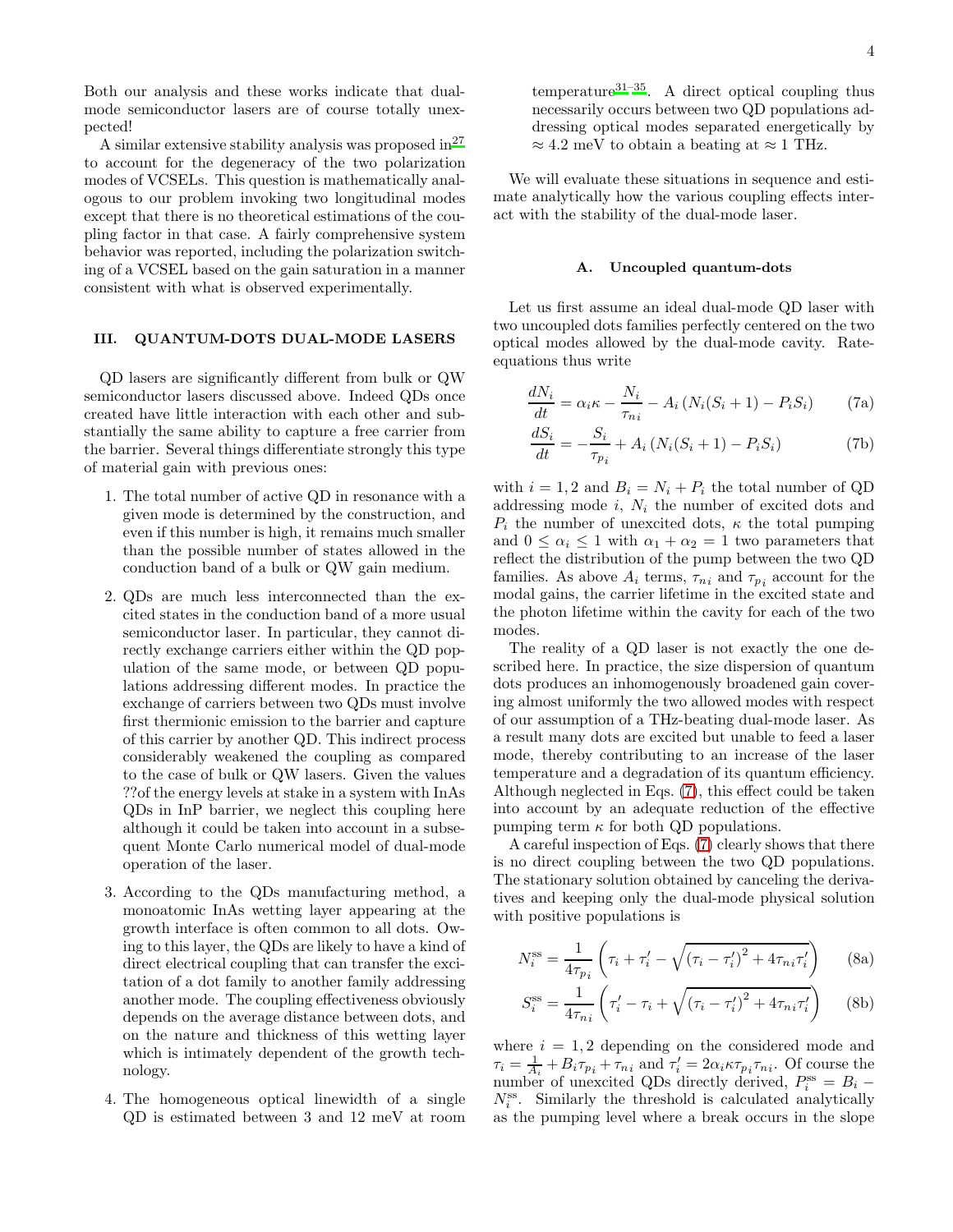Both our analysis and these works indicate that dual-mode semiconductor lasers are of course totally unexpected!

A similar extensive stability analysis was proposed in[27] to account for the degeneracy of the two polarization modes of VCSELs. This question is mathematically analogous to our problem invoking two longitudinal modes except that there is no theoretical estimations of the coupling factor in that case. A fairly comprehensive system behavior was reported, including the polarization switching of a VCSEL based on the gain saturation in a manner consistent with what is observed experimentally.

## III. QUANTUM-DOTS DUAL-MODE LASERS

QD lasers are significantly different from bulk or QW semiconductor lasers discussed above. Indeed QDs once created have little interaction with each other and substantially the same ability to capture a free carrier from the barrier. Several things differentiate strongly this type of material gain with previous ones:

1. The total number of active QD in resonance with a given mode is determined by the construction, and even if this number is high, it remains much smaller than the possible number of states allowed in the conduction band of a bulk or QW gain medium.
2. QDs are much less interconnected than the excited states in the conduction band of a more usual semiconductor laser. In particular, they cannot directly exchange carriers either within the QD population of the same mode, or between QD populations addressing different modes. In practice the exchange of carriers between two QDs must involve first thermionic emission to the barrier and capture of this carrier by another QD. This indirect process considerably weakened the coupling as compared to the case of bulk or QW lasers. Given the values ??of the energy levels at stake in a system with InAs QDs in InP barrier, we neglect this coupling here although it could be taken into account in a subsequent Monte Carlo numerical model of dual-mode operation of the laser.
3. According to the QDs manufacturing method, a monoatomic InAs wetting layer appearing at the growth interface is often common to all dots. Owing to this layer, the QDs are likely to have a kind of direct electrical coupling that can transfer the excitation of a dot family to another family addressing another mode. The coupling effectiveness obviously depends on the average distance between dots, and on the nature and thickness of this wetting layer which is intimately dependent of the growth technology.
4. The homogeneous optical linewidth of a single QD is estimated between 3 and 12 meV at room temperature[31–35]. A direct optical coupling thus necessarily occurs between two QD populations addressing optical modes separated energetically by $\approx 4.2$ meV to obtain a beating at $\approx 1$ THz.

We will evaluate these situations in sequence and estimate analytically how the various coupling effects interact with the stability of the dual-mode laser.

### A. Uncoupled quantum-dots

Let us first assume an ideal dual-mode QD laser with two uncoupled dots families perfectly centered on the two optical modes allowed by the dual-mode cavity. Rate-equations thus write

$$\frac{dN_i}{dt} = \alpha_i \kappa - \frac{N_i}{\tau_{ni}} - A_i \left( N_i (S_i + 1) - P_i S_i \right) \tag{7a}$$

$$\frac{dS_i}{dt} = -\frac{S_i}{\tau_{p_i}} + A_i \left( N_i (S_i + 1) - P_i S_i \right) \tag{7b}$$

with $i = 1, 2$ and $B_i = N_i + P_i$ the total number of QD addressing mode $i$, $N_i$ the number of excited dots and $P_i$ the number of unexcited dots, $\kappa$ the total pumping and $0 \leq \alpha_i \leq 1$ with $\alpha_1 + \alpha_2 = 1$ two parameters that reflect the distribution of the pump between the two QD families. As above $A_i$ terms, $\tau_{ni}$ and $\tau_{p_i}$ account for the modal gains, the carrier lifetime in the excited state and the photon lifetime within the cavity for each of the two modes.

The reality of a QD laser is not exactly the one described here. In practice, the size dispersion of quantum dots produces an inhomogenously broadened gain covering almost uniformly the two allowed modes with respect of our assumption of a THz-beating dual-mode laser. As a result many dots are excited but unable to feed a laser mode, thereby contributing to an increase of the laser temperature and a degradation of its quantum efficiency. Although neglected in Eqs. (7), this effect could be taken into account by an adequate reduction of the effective pumping term $\kappa$ for both QD populations.

A careful inspection of Eqs. (7) clearly shows that there is no direct coupling between the two QD populations. The stationary solution obtained by canceling the derivatives and keeping only the dual-mode physical solution with positive populations is

$$N_i^{\text{ss}} = \frac{1}{4\tau_{p_i}} \left( \tau_i + \tau_i' - \sqrt{\left(\tau_i - \tau_i'\right)^2 + 4\tau_{ni}\tau_i'} \right) \tag{8a}$$

$$S_i^{\text{ss}} = \frac{1}{4\tau_{ni}} \left( \tau_i' - \tau_i + \sqrt{\left(\tau_i - \tau_i'\right)^2 + 4\tau_{ni}\tau_i'} \right) \tag{8b}$$

where $i = 1, 2$ depending on the considered mode and $\tau_i = \frac{1}{A_i} + B_i \tau_{p_i} + \tau_{ni}$ and $\tau_i' = 2\alpha_i \kappa \tau_{p_i} \tau_{ni}$. Of course the number of unexcited QDs directly derived, $P_i^{\text{ss}} = B_i - N_i^{\text{ss}}$. Similarly the threshold is calculated analytically as the pumping level where a break occurs in the slope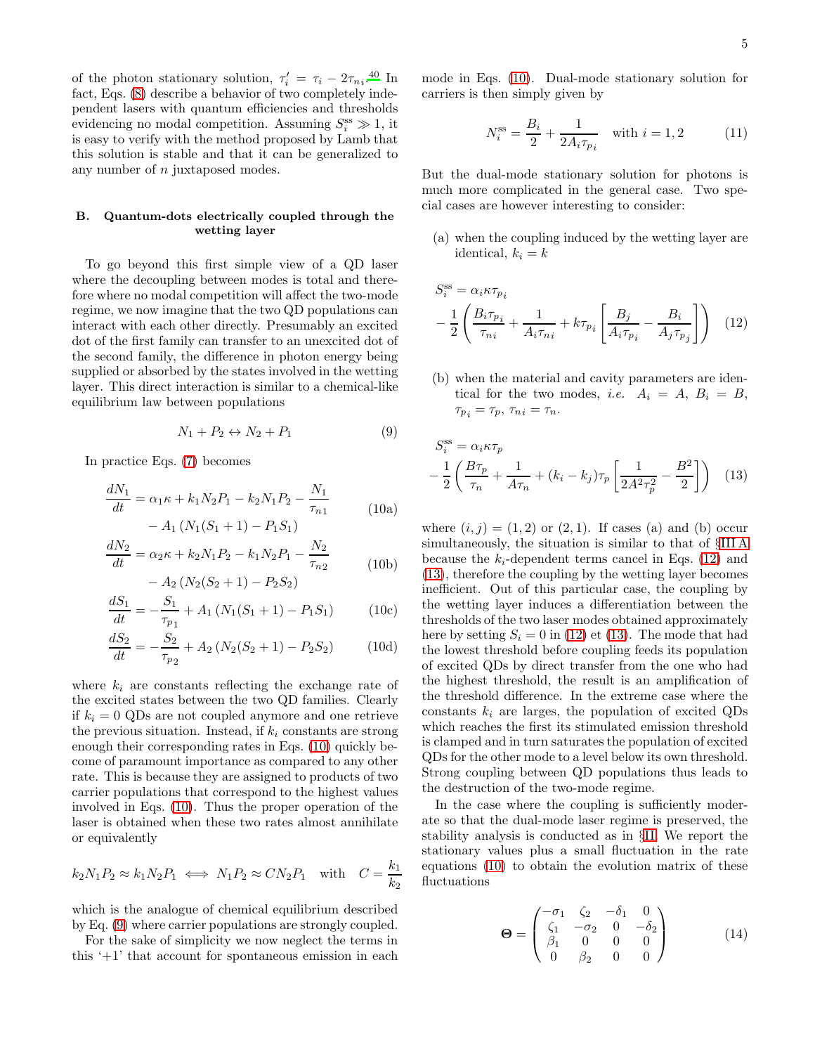of the photon stationary solution, $\tau_i' = \tau_i - 2\tau_{ni}$.[40] In fact, Eqs. (8) describe a behavior of two completely independent lasers with quantum efficiencies and thresholds evidencing no modal competition. Assuming $S_i^{ss} \gg 1$, it is easy to verify with the method proposed by Lamb that this solution is stable and that it can be generalized to any number of $n$ juxtaposed modes.

### B. Quantum-dots electrically coupled through the wetting layer

To go beyond this first simple view of a QD laser where the decoupling between modes is total and therefore where no modal competition will affect the two-mode regime, we now imagine that the two QD populations can interact with each other directly. Presumably an excited dot of the first family can transfer to an unexcited dot of the second family, the difference in photon energy being supplied or absorbed by the states involved in the wetting layer. This direct interaction is similar to a chemical-like equilibrium law between populations

$$N_1 + P_2 \leftrightarrow N_2 + P_1 \tag{9}$$

In practice Eqs. (7) becomes

$$\frac{dN_1}{dt} = \alpha_1\kappa + k_1 N_2 P_1 - k_2 N_1 P_2 - \frac{N_1}{\tau_{n1}} - A_1\left(N_1(S_1+1) - P_1 S_1\right) \tag{10a}$$

$$\frac{dN_2}{dt} = \alpha_2\kappa + k_2 N_1 P_2 - k_1 N_2 P_1 - \frac{N_2}{\tau_{n2}} - A_2\left(N_2(S_2+1) - P_2 S_2\right) \tag{10b}$$

$$\frac{dS_1}{dt} = -\frac{S_1}{\tau_{p_1}} + A_1\left(N_1(S_1+1) - P_1 S_1\right) \tag{10c}$$

$$\frac{dS_2}{dt} = -\frac{S_2}{\tau_{p_2}} + A_2\left(N_2(S_2+1) - P_2 S_2\right) \tag{10d}$$

where $k_i$ are constants reflecting the exchange rate of the excited states between the two QD families. Clearly if $k_i = 0$ QDs are not coupled anymore and one retrieve the previous situation. Instead, if $k_i$ constants are strong enough their corresponding rates in Eqs. (10) quickly become of paramount importance as compared to any other rate. This is because they are assigned to products of two carrier populations that correspond to the highest values involved in Eqs. (10). Thus the proper operation of the laser is obtained when these two rates almost annihilate or equivalently

$$k_2 N_1 P_2 \approx k_1 N_2 P_1 \iff N_1 P_2 \approx C N_2 P_1 \quad \text{with} \quad C = \frac{k_1}{k_2}$$

which is the analogue of chemical equilibrium described by Eq. (9) where carrier populations are strongly coupled.

For the sake of simplicity we now neglect the terms in this '+1' that account for spontaneous emission in each mode in Eqs. (10). Dual-mode stationary solution for carriers is then simply given by

$$N_i^{ss} = \frac{B_i}{2} + \frac{1}{2A_i\tau_{p_i}} \quad \text{with } i = 1, 2 \tag{11}$$

But the dual-mode stationary solution for photons is much more complicated in the general case. Two special cases are however interesting to consider:

(a) when the coupling induced by the wetting layer are identical, $k_i = k$

$$S_i^{ss} = \alpha_i\kappa\tau_{p_i} - \frac{1}{2}\left(\frac{B_i\tau_{p_i}}{\tau_{ni}} + \frac{1}{A_i\tau_{ni}} + k\tau_{p_i}\left[\frac{B_j}{A_i\tau_{p_i}} - \frac{B_i}{A_j\tau_{p_j}}\right]\right) \tag{12}$$

(b) when the material and cavity parameters are identical for the two modes, *i.e.* $A_i = A$, $B_i = B$, $\tau_{p_i} = \tau_p$, $\tau_{ni} = \tau_n$.

$$S_i^{ss} = \alpha_i\kappa\tau_p - \frac{1}{2}\left(\frac{B\tau_p}{\tau_n} + \frac{1}{A\tau_n} + (k_i - k_j)\tau_p\left[\frac{1}{2A^2\tau_p^2} - \frac{B^2}{2}\right]\right) \tag{13}$$

where $(i,j) = (1,2)$ or $(2,1)$. If cases (a) and (b) occur simultaneously, the situation is similar to that of §III A because the $k_i$-dependent terms cancel in Eqs. (12) and (13), therefore the coupling by the wetting layer becomes inefficient. Out of this particular case, the coupling by the wetting layer induces a differentiation between the thresholds of the two laser modes obtained approximately here by setting $S_i = 0$ in (12) et (13). The mode that had the lowest threshold before coupling feeds its population of excited QDs by direct transfer from the one who had the highest threshold, the result is an amplification of the threshold difference. In the extreme case where the constants $k_i$ are larges, the population of excited QDs which reaches the first its stimulated emission threshold is clamped and in turn saturates the population of excited QDs for the other mode to a level below its own threshold. Strong coupling between QD populations thus leads to the destruction of the two-mode regime.

In the case where the coupling is sufficiently moderate so that the dual-mode laser regime is preserved, the stability analysis is conducted as in §II. We report the stationary values plus a small fluctuation in the rate equations (10) to obtain the evolution matrix of these fluctuations

$$\mathbf{\Theta} = \begin{pmatrix} -\sigma_1 & \zeta_2 & -\delta_1 & 0 \\ \zeta_1 & -\sigma_2 & 0 & -\delta_2 \\ \beta_1 & 0 & 0 & 0 \\ 0 & \beta_2 & 0 & 0 \end{pmatrix} \tag{14}$$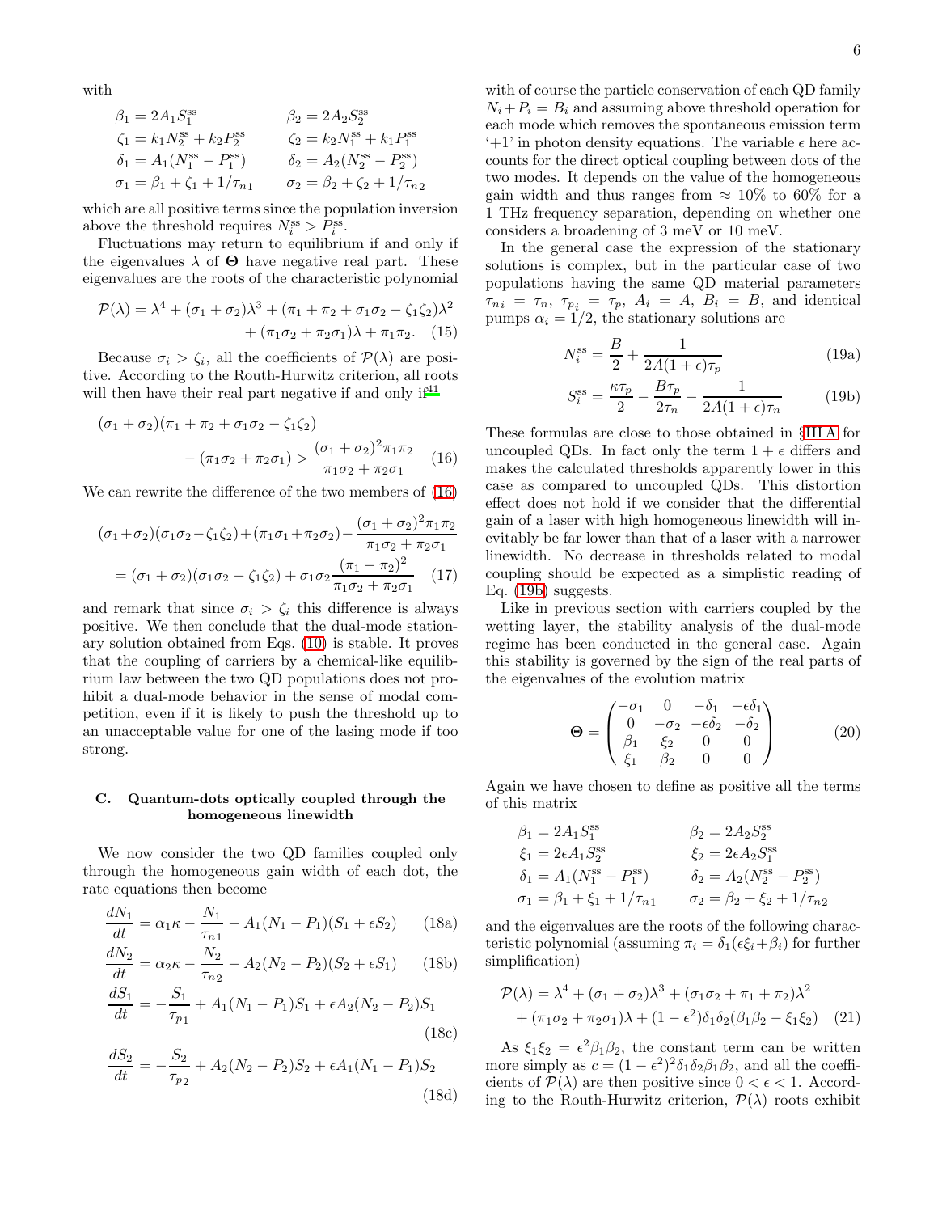with

$$
\begin{aligned}
\beta_1 &= 2A_1 S_1^{\text{ss}} & \beta_2 &= 2A_2 S_2^{\text{ss}} \\
\zeta_1 &= k_1 N_2^{\text{ss}} + k_2 P_2^{\text{ss}} & \zeta_2 &= k_2 N_1^{\text{ss}} + k_1 P_1^{\text{ss}} \\
\delta_1 &= A_1(N_1^{\text{ss}} - P_1^{\text{ss}}) & \delta_2 &= A_2(N_2^{\text{ss}} - P_2^{\text{ss}}) \\
\sigma_1 &= \beta_1 + \zeta_1 + 1/\tau_{n1} & \sigma_2 &= \beta_2 + \zeta_2 + 1/\tau_{n2}
\end{aligned}
$$

which are all positive terms since the population inversion above the threshold requires $N_i^{\text{ss}} > P_i^{\text{ss}}$.

Fluctuations may return to equilibrium if and only if the eigenvalues $\lambda$ of $\mathbf{\Theta}$ have negative real part. These eigenvalues are the roots of the characteristic polynomial

$$
\mathcal{P}(\lambda) = \lambda^4 + (\sigma_1 + \sigma_2)\lambda^3 + (\pi_1 + \pi_2 + \sigma_1\sigma_2 - \zeta_1\zeta_2)\lambda^2 + (\pi_1\sigma_2 + \pi_2\sigma_1)\lambda + \pi_1\pi_2. \quad (15)
$$

Because $\sigma_i > \zeta_i$, all the coefficients of $\mathcal{P}(\lambda)$ are positive. According to the Routh-Hurwitz criterion, all roots will then have their real part negative if and only if[41]

$$
(\sigma_1 + \sigma_2)(\pi_1 + \pi_2 + \sigma_1\sigma_2 - \zeta_1\zeta_2) - (\pi_1\sigma_2 + \pi_2\sigma_1) > \frac{(\sigma_1 + \sigma_2)^2 \pi_1\pi_2}{\pi_1\sigma_2 + \pi_2\sigma_1} \quad (16)
$$

We can rewrite the difference of the two members of (16)

$$
\begin{aligned}
&(\sigma_1+\sigma_2)(\sigma_1\sigma_2 - \zeta_1\zeta_2) + (\pi_1\sigma_1 + \pi_2\sigma_2) - \frac{(\sigma_1 + \sigma_2)^2\pi_1\pi_2}{\pi_1\sigma_2 + \pi_2\sigma_1} \\
&= (\sigma_1 + \sigma_2)(\sigma_1\sigma_2 - \zeta_1\zeta_2) + \sigma_1\sigma_2 \frac{(\pi_1 - \pi_2)^2}{\pi_1\sigma_2 + \pi_2\sigma_1} \quad (17)
\end{aligned}
$$

and remark that since $\sigma_i > \zeta_i$ this difference is always positive. We then conclude that the dual-mode stationary solution obtained from Eqs. (10) is stable. It proves that the coupling of carriers by a chemical-like equilibrium law between the two QD populations does not prohibit a dual-mode behavior in the sense of modal competition, even if it is likely to push the threshold up to an unacceptable value for one of the lasing mode if too strong.

### C. Quantum-dots optically coupled through the homogeneous linewidth

We now consider the two QD families coupled only through the homogeneous gain width of each dot, the rate equations then become

$$
\frac{dN_1}{dt} = \alpha_1\kappa - \frac{N_1}{\tau_{n1}} - A_1(N_1 - P_1)(S_1 + \epsilon S_2) \quad (18a)
$$

$$
\frac{dN_2}{dt} = \alpha_2\kappa - \frac{N_2}{\tau_{n2}} - A_2(N_2 - P_2)(S_2 + \epsilon S_1) \quad (18b)
$$

$$
\frac{dS_1}{dt} = -\frac{S_1}{\tau_{p1}} + A_1(N_1 - P_1)S_1 + \epsilon A_2(N_2 - P_2)S_1 \quad (18c)
$$

$$
\frac{dS_2}{dt} = -\frac{S_2}{\tau_{p2}} + A_2(N_2 - P_2)S_2 + \epsilon A_1(N_1 - P_1)S_2 \quad (18d)
$$

with of course the particle conservation of each QD family $N_i + P_i = B_i$ and assuming above threshold operation for each mode which removes the spontaneous emission term '+1' in photon density equations. The variable $\epsilon$ here accounts for the direct optical coupling between dots of the two modes. It depends on the value of the homogeneous gain width and thus ranges from $\approx 10\%$ to 60% for a 1 THz frequency separation, depending on whether one considers a broadening of 3 meV or 10 meV.

In the general case the expression of the stationary solutions is complex, but in the particular case of two populations having the same QD material parameters $\tau_{ni} = \tau_n$, $\tau_{p_i} = \tau_p$, $A_i = A$, $B_i = B$, and identical pumps $\alpha_i = 1/2$, the stationary solutions are

$$
N_i^{\text{ss}} = \frac{B}{2} + \frac{1}{2A(1+\epsilon)\tau_p} \quad (19a)
$$

$$
S_i^{\text{ss}} = \frac{\kappa\tau_p}{2} - \frac{B\tau_p}{2\tau_n} - \frac{1}{2A(1+\epsilon)\tau_n} \quad (19b)
$$

These formulas are close to those obtained in §III A for uncoupled QDs. In fact only the term $1+\epsilon$ differs and makes the calculated thresholds apparently lower in this case as compared to uncoupled QDs. This distortion effect does not hold if we consider that the differential gain of a laser with high homogeneous linewidth will inevitably be far lower than that of a laser with a narrower linewidth. No decrease in thresholds related to modal coupling should be expected as a simplistic reading of Eq. (19b) suggests.

Like in previous section with carriers coupled by the wetting layer, the stability analysis of the dual-mode regime has been conducted in the general case. Again this stability is governed by the sign of the real parts of the eigenvalues of the evolution matrix

$$
\mathbf{\Theta} = \begin{pmatrix} -\sigma_1 & 0 & -\delta_1 & -\epsilon\delta_1 \\ 0 & -\sigma_2 & -\epsilon\delta_2 & -\delta_2 \\ \beta_1 & \xi_2 & 0 & 0 \\ \xi_1 & \beta_2 & 0 & 0 \end{pmatrix} \quad (20)
$$

Again we have chosen to define as positive all the terms of this matrix

$$
\begin{aligned}
\beta_1 &= 2A_1 S_1^{\text{ss}} & \beta_2 &= 2A_2 S_2^{\text{ss}} \\
\xi_1 &= 2\epsilon A_1 S_2^{\text{ss}} & \xi_2 &= 2\epsilon A_2 S_1^{\text{ss}} \\
\delta_1 &= A_1(N_1^{\text{ss}} - P_1^{\text{ss}}) & \delta_2 &= A_2(N_2^{\text{ss}} - P_2^{\text{ss}}) \\
\sigma_1 &= \beta_1 + \xi_1 + 1/\tau_{n1} & \sigma_2 &= \beta_2 + \xi_2 + 1/\tau_{n2}
\end{aligned}
$$

and the eigenvalues are the roots of the following characteristic polynomial (assuming $\pi_i = \delta_1(\epsilon\xi_i + \beta_i)$ for further simplification)

$$
\mathcal{P}(\lambda) = \lambda^4 + (\sigma_1 + \sigma_2)\lambda^3 + (\sigma_1\sigma_2 + \pi_1 + \pi_2)\lambda^2 + (\pi_1\sigma_2 + \pi_2\sigma_1)\lambda + (1-\epsilon^2)\delta_1\delta_2(\beta_1\beta_2 - \xi_1\xi_2) \quad (21)
$$

As $\xi_1\xi_2 = \epsilon^2\beta_1\beta_2$, the constant term can be written more simply as $c = (1-\epsilon^2)^2\delta_1\delta_2\beta_1\beta_2$, and all the coefficients of $\mathcal{P}(\lambda)$ are then positive since $0 < \epsilon < 1$. According to the Routh-Hurwitz criterion, $\mathcal{P}(\lambda)$ roots exhibit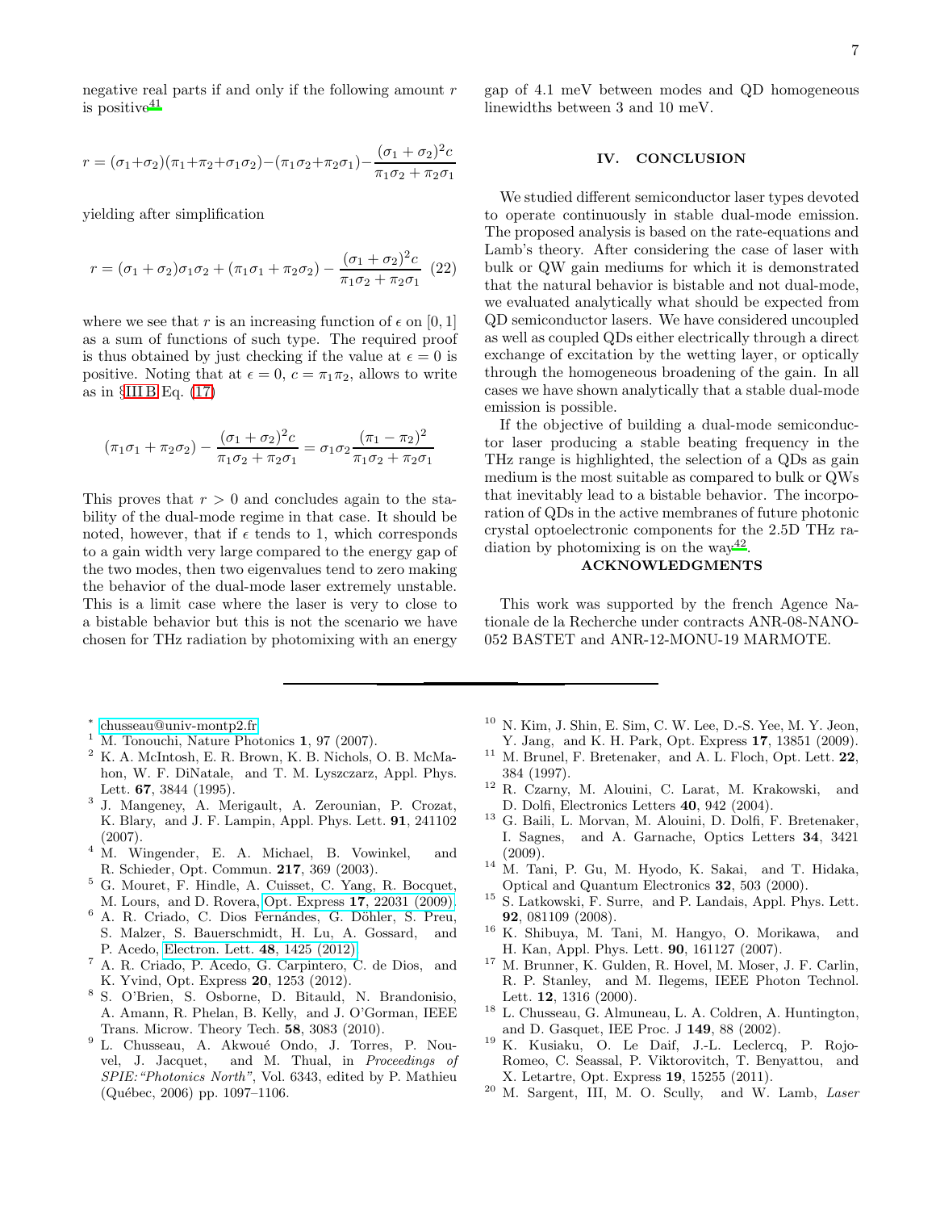negative real parts if and only if the following amount $r$ is positive[41]

$$r = (\sigma_1+\sigma_2)(\pi_1+\pi_2+\sigma_1\sigma_2)-(\pi_1\sigma_2+\pi_2\sigma_1)-\frac{(\sigma_1+\sigma_2)^2 c}{\pi_1\sigma_2+\pi_2\sigma_1}$$

yielding after simplification

$$r = (\sigma_1+\sigma_2)\sigma_1\sigma_2 + (\pi_1\sigma_1+\pi_2\sigma_2) - \frac{(\sigma_1+\sigma_2)^2 c}{\pi_1\sigma_2+\pi_2\sigma_1} \quad (22)$$

where we see that $r$ is an increasing function of $\epsilon$ on $[0, 1]$ as a sum of functions of such type. The required proof is thus obtained by just checking if the value at $\epsilon = 0$ is positive. Noting that at $\epsilon = 0$, $c = \pi_1\pi_2$, allows to write as in §III B Eq. (17)

$$(\pi_1\sigma_1+\pi_2\sigma_2) - \frac{(\sigma_1+\sigma_2)^2 c}{\pi_1\sigma_2+\pi_2\sigma_1} = \sigma_1\sigma_2\frac{(\pi_1-\pi_2)^2}{\pi_1\sigma_2+\pi_2\sigma_1}$$

This proves that $r > 0$ and concludes again to the stability of the dual-mode regime in that case. It should be noted, however, that if $\epsilon$ tends to 1, which corresponds to a gain width very large compared to the energy gap of the two modes, then two eigenvalues tend to zero making the behavior of the dual-mode laser extremely unstable. This is a limit case where the laser is very to close to a bistable behavior but this is not the scenario we have chosen for THz radiation by photomixing with an energy gap of 4.1 meV between modes and QD homogeneous linewidths between 3 and 10 meV.

## IV. CONCLUSION

We studied different semiconductor laser types devoted to operate continuously in stable dual-mode emission. The proposed analysis is based on the rate-equations and Lamb's theory. After considering the case of laser with bulk or QW gain mediums for which it is demonstrated that the natural behavior is bistable and not dual-mode, we evaluated analytically what should be expected from QD semiconductor lasers. We have considered uncoupled as well as coupled QDs either electrically through a direct exchange of excitation by the wetting layer, or optically through the homogeneous broadening of the gain. In all cases we have shown analytically that a stable dual-mode emission is possible.

If the objective of building a dual-mode semiconductor laser producing a stable beating frequency in the THz range is highlighted, the selection of a QDs as gain medium is the most suitable as compared to bulk or QWs that inevitably lead to a bistable behavior. The incorporation of QDs in the active membranes of future photonic crystal optoelectronic components for the 2.5D THz radiation by photomixing is on the way[42].

## ACKNOWLEDGMENTS

This work was supported by the french Agence Nationale de la Recherche under contracts ANR-08-NANO-052 BASTET and ANR-12-MONU-19 MARMOTE.

---

[*] chusseau@univ-montp2.fr
[1] M. Tonouchi, Nature Photonics **1**, 97 (2007).
[2] K. A. McIntosh, E. R. Brown, K. B. Nichols, O. B. McMahon, W. F. DiNatale, and T. M. Lyszczarz, Appl. Phys. Lett. **67**, 3844 (1995).
[3] J. Mangeney, A. Merigault, A. Zerounian, P. Crozat, K. Blary, and J. F. Lampin, Appl. Phys. Lett. **91**, 241102 (2007).
[4] M. Wingender, E. A. Michael, B. Vowinkel, and R. Schieder, Opt. Commun. **217**, 369 (2003).
[5] G. Mouret, F. Hindle, A. Cuisset, C. Yang, R. Bocquet, M. Lours, and D. Rovera, Opt. Express **17**, 22031 (2009).
[6] A. R. Criado, C. Dios Fernándes, G. Döhler, S. Preu, S. Malzer, S. Bauerschmidt, H. Lu, A. Gossard, and P. Acedo, Electron. Lett. **48**, 1425 (2012).
[7] A. R. Criado, P. Acedo, G. Carpintero, C. de Dios, and K. Yvind, Opt. Express **20**, 1253 (2012).
[8] S. O'Brien, S. Osborne, D. Bitauld, N. Brandonisio, A. Amann, R. Phelan, B. Kelly, and J. O'Gorman, IEEE Trans. Microw. Theory Tech. **58**, 3083 (2010).
[9] L. Chusseau, A. Akwoué Ondo, J. Torres, P. Nouvel, J. Jacquet, and M. Thual, in *Proceedings of SPIE:"Photonics North"*, Vol. 6343, edited by P. Mathieu (Québec, 2006) pp. 1097–1106.
[10] N. Kim, J. Shin, E. Sim, C. W. Lee, D.-S. Yee, M. Y. Jeon, Y. Jang, and K. H. Park, Opt. Express **17**, 13851 (2009).
[11] M. Brunel, F. Bretenaker, and A. L. Floch, Opt. Lett. **22**, 384 (1997).
[12] R. Czarny, M. Alouini, C. Larat, M. Krakowski, and D. Dolfi, Electronics Letters **40**, 942 (2004).
[13] G. Baili, L. Morvan, M. Alouini, D. Dolfi, F. Bretenaker, I. Sagnes, and A. Garnache, Optics Letters **34**, 3421 (2009).
[14] M. Tani, P. Gu, M. Hyodo, K. Sakai, and T. Hidaka, Optical and Quantum Electronics **32**, 503 (2000).
[15] S. Latkowski, F. Surre, and P. Landais, Appl. Phys. Lett. **92**, 081109 (2008).
[16] K. Shibuya, M. Tani, M. Hangyo, O. Morikawa, and H. Kan, Appl. Phys. Lett. **90**, 161127 (2007).
[17] M. Brunner, K. Gulden, R. Hovel, M. Moser, J. F. Carlin, R. P. Stanley, and M. Ilegems, IEEE Photon Technol. Lett. **12**, 1316 (2000).
[18] L. Chusseau, G. Almuneau, L. A. Coldren, A. Huntington, and D. Gasquet, IEE Proc. J **149**, 88 (2002).
[19] K. Kusiaku, O. Le Daif, J.-L. Leclercq, P. Rojo-Romeo, C. Seassal, P. Viktorovitch, T. Benyattou, and X. Letartre, Opt. Express **19**, 15255 (2011).
[20] M. Sargent, III, M. O. Scully, and W. Lamb, *Laser*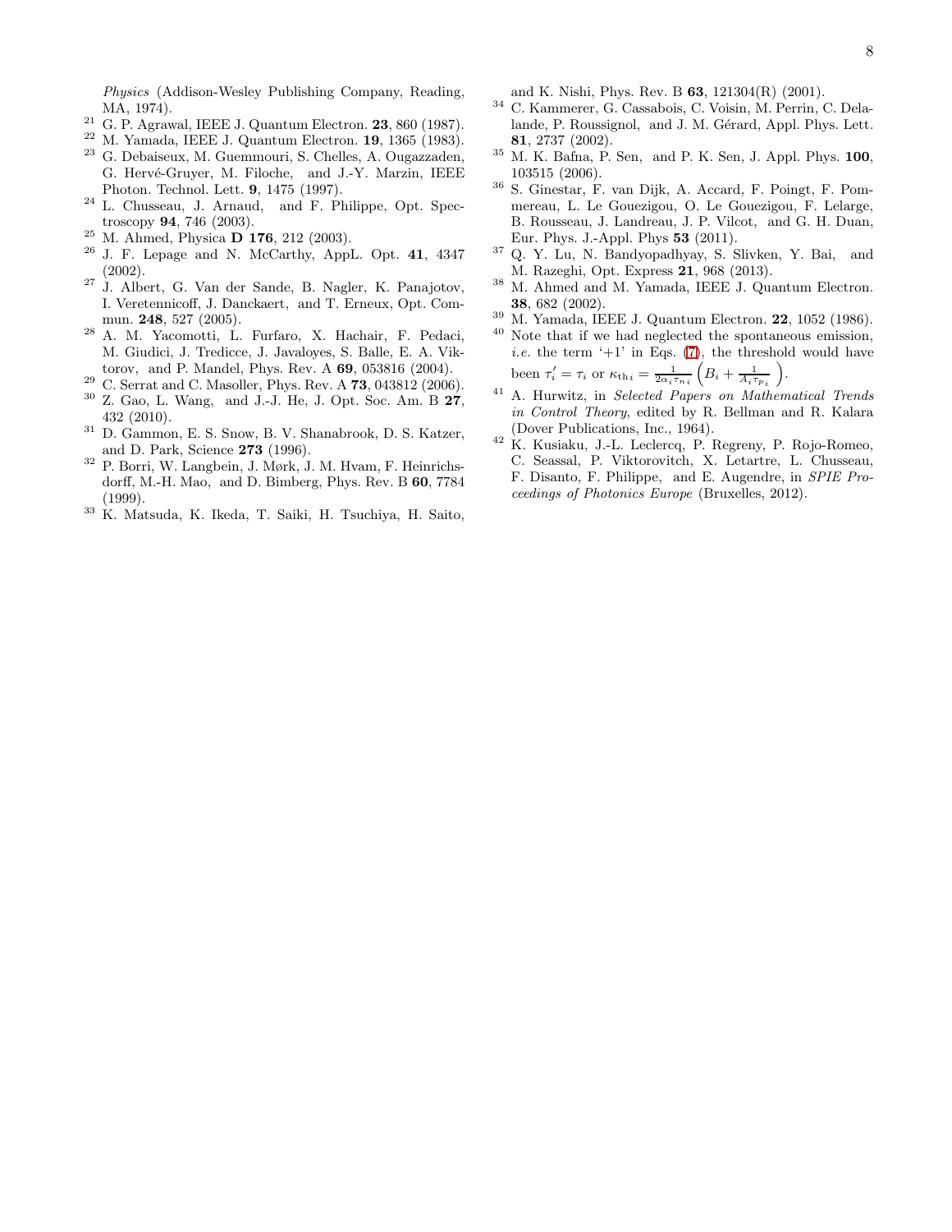*Physics* (Addison-Wesley Publishing Company, Reading, MA, 1974).

[21] G. P. Agrawal, IEEE J. Quantum Electron. **23**, 860 (1987).

[22] M. Yamada, IEEE J. Quantum Electron. **19**, 1365 (1983).

[23] G. Debaiseux, M. Guemmouri, S. Chelles, A. Ougazzaden, G. Hervé-Gruyer, M. Filoche, and J.-Y. Marzin, IEEE Photon. Technol. Lett. **9**, 1475 (1997).

[24] L. Chusseau, J. Arnaud, and F. Philippe, Opt. Spectroscopy **94**, 746 (2003).

[25] M. Ahmed, Physica **D 176**, 212 (2003).

[26] J. F. Lepage and N. McCarthy, AppL. Opt. **41**, 4347 (2002).

[27] J. Albert, G. Van der Sande, B. Nagler, K. Panajotov, I. Veretennicoff, J. Danckaert, and T. Erneux, Opt. Commun. **248**, 527 (2005).

[28] A. M. Yacomotti, L. Furfaro, X. Hachair, F. Pedaci, M. Giudici, J. Tredicce, J. Javaloyes, S. Balle, E. A. Viktorov, and P. Mandel, Phys. Rev. A **69**, 053816 (2004).

[29] C. Serrat and C. Masoller, Phys. Rev. A **73**, 043812 (2006).

[30] Z. Gao, L. Wang, and J.-J. He, J. Opt. Soc. Am. B **27**, 432 (2010).

[31] D. Gammon, E. S. Snow, B. V. Shanabrook, D. S. Katzer, and D. Park, Science **273** (1996).

[32] P. Borri, W. Langbein, J. Mørk, J. M. Hvam, F. Heinrichsdorff, M.-H. Mao, and D. Bimberg, Phys. Rev. B **60**, 7784 (1999).

[33] K. Matsuda, K. Ikeda, T. Saiki, H. Tsuchiya, H. Saito, and K. Nishi, Phys. Rev. B **63**, 121304(R) (2001).

[34] C. Kammerer, G. Cassabois, C. Voisin, M. Perrin, C. Delalande, P. Roussignol, and J. M. Gérard, Appl. Phys. Lett. **81**, 2737 (2002).

[35] M. K. Bafna, P. Sen, and P. K. Sen, J. Appl. Phys. **100**, 103515 (2006).

[36] S. Ginestar, F. van Dijk, A. Accard, F. Poingt, F. Pommereau, L. Le Gouezigou, O. Le Gouezigou, F. Lelarge, B. Rousseau, J. Landreau, J. P. Vilcot, and G. H. Duan, Eur. Phys. J.-Appl. Phys **53** (2011).

[37] Q. Y. Lu, N. Bandyopadhyay, S. Slivken, Y. Bai, and M. Razeghi, Opt. Express **21**, 968 (2013).

[38] M. Ahmed and M. Yamada, IEEE J. Quantum Electron. **38**, 682 (2002).

[39] M. Yamada, IEEE J. Quantum Electron. **22**, 1052 (1986).

[40] Note that if we had neglected the spontaneous emission, *i.e.* the term '+1' in Eqs. (7), the threshold would have been $\tau_i' = \tau_i$ or $\kappa_{\mathrm{th}\,i} = \frac{1}{2\alpha_i \tau_{n\,i}} \left( B_i + \frac{1}{A_i \tau_{p\,i}} \right)$.

[41] A. Hurwitz, in *Selected Papers on Mathematical Trends in Control Theory*, edited by R. Bellman and R. Kalara (Dover Publications, Inc., 1964).

[42] K. Kusiaku, J.-L. Leclercq, P. Regreny, P. Rojo-Romeo, C. Seassal, P. Viktorovitch, X. Letartre, L. Chusseau, F. Disanto, F. Philippe, and E. Augendre, in *SPIE Proceedings of Photonics Europe* (Bruxelles, 2012).